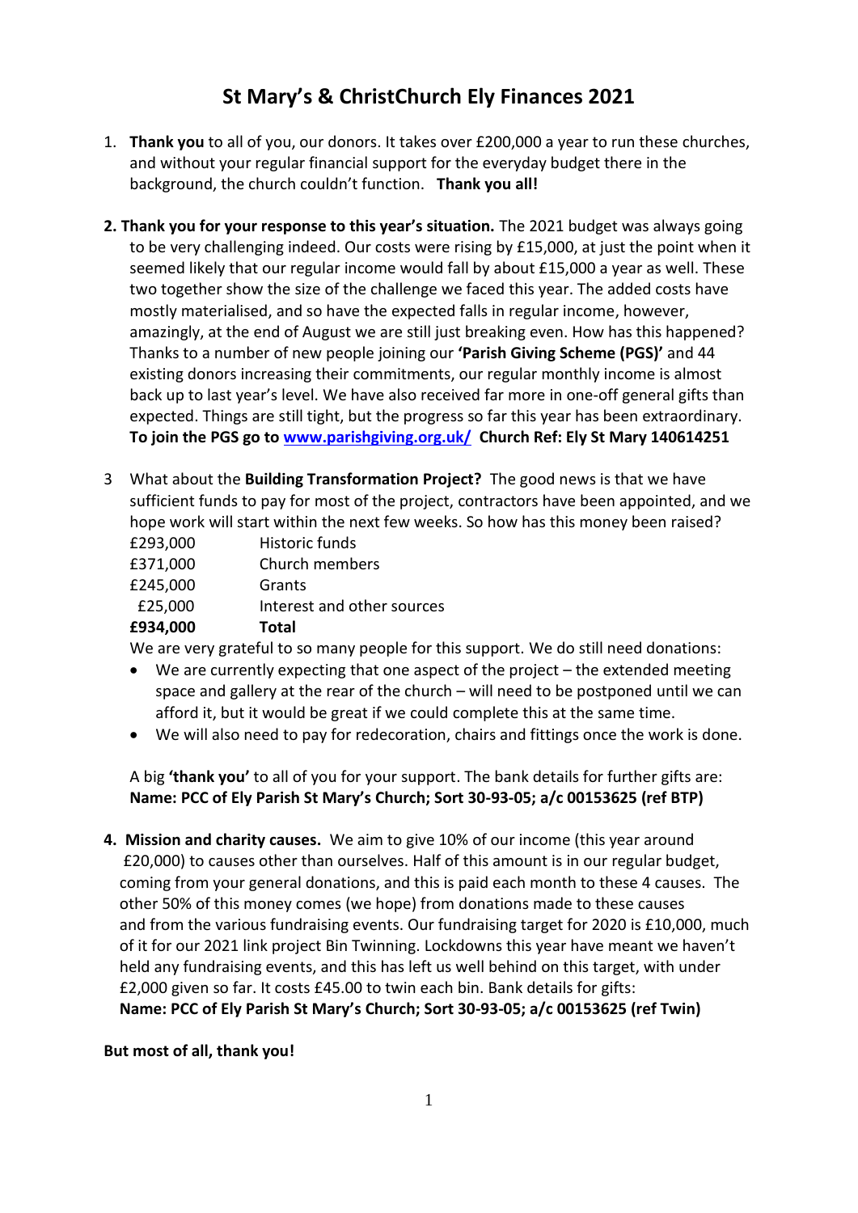# St Mary's & ChristChurch Ely Finances 2021

1. **Thank you** to all of you, our donors. It takes over £200,000 a year to run these churches, and without your regular financial support for the everyday budget there in the background, the church couldn't function. **Thank you all!**

2. **Thank you for your response to this year's situation.** The 2021 budget was always going to be very challenging indeed. Our costs were rising by £15,000, at just the point when it seemed likely that our regular income would fall by about £15,000 a year as well. These two together show the size of the challenge we faced this year. The added costs have mostly materialised, and so have the expected falls in regular income, however, amazingly, at the end of August we are still just breaking even. How has this happened? Thanks to a number of new people joining our **'Parish Giving Scheme (PGS)'** and 44 existing donors increasing their commitments, our regular monthly income is almost back up to last year's level. We have also received far more in one-off general gifts than expected. Things are still tight, but the progress so far this year has been extraordinary. **To join the PGS go to [www.parishgiving.org.uk/](http://www.parishgiving.org.uk/) Church Ref: Ely St Mary 140614251**

3. What about the **Building Transformation Project?** The good news is that we have sufficient funds to pay for most of the project, contractors have been appointed, and we hope work will start within the next few weeks. So how has this money been raised?

| | |
|---|---|
| £293,000 | Historic funds |
| £371,000 | Church members |
| £245,000 | Grants |
| £25,000 | Interest and other sources |
| **£934,000** | **Total** |

We are very grateful to so many people for this support. We do still need donations:

- We are currently expecting that one aspect of the project – the extended meeting space and gallery at the rear of the church – will need to be postponed until we can afford it, but it would be great if we could complete this at the same time.
- We will also need to pay for redecoration, chairs and fittings once the work is done.

A big **'thank you'** to all of you for your support. The bank details for further gifts are:
**Name: PCC of Ely Parish St Mary's Church; Sort 30-93-05; a/c 00153625 (ref BTP)**

4. **Mission and charity causes.** We aim to give 10% of our income (this year around £20,000) to causes other than ourselves. Half of this amount is in our regular budget, coming from your general donations, and this is paid each month to these 4 causes. The other 50% of this money comes (we hope) from donations made to these causes and from the various fundraising events. Our fundraising target for 2020 is £10,000, much of it for our 2021 link project Bin Twinning. Lockdowns this year have meant we haven't held any fundraising events, and this has left us well behind on this target, with under £2,000 given so far. It costs £45.00 to twin each bin. Bank details for gifts:
**Name: PCC of Ely Parish St Mary's Church; Sort 30-93-05; a/c 00153625 (ref Twin)**

**But most of all, thank you!**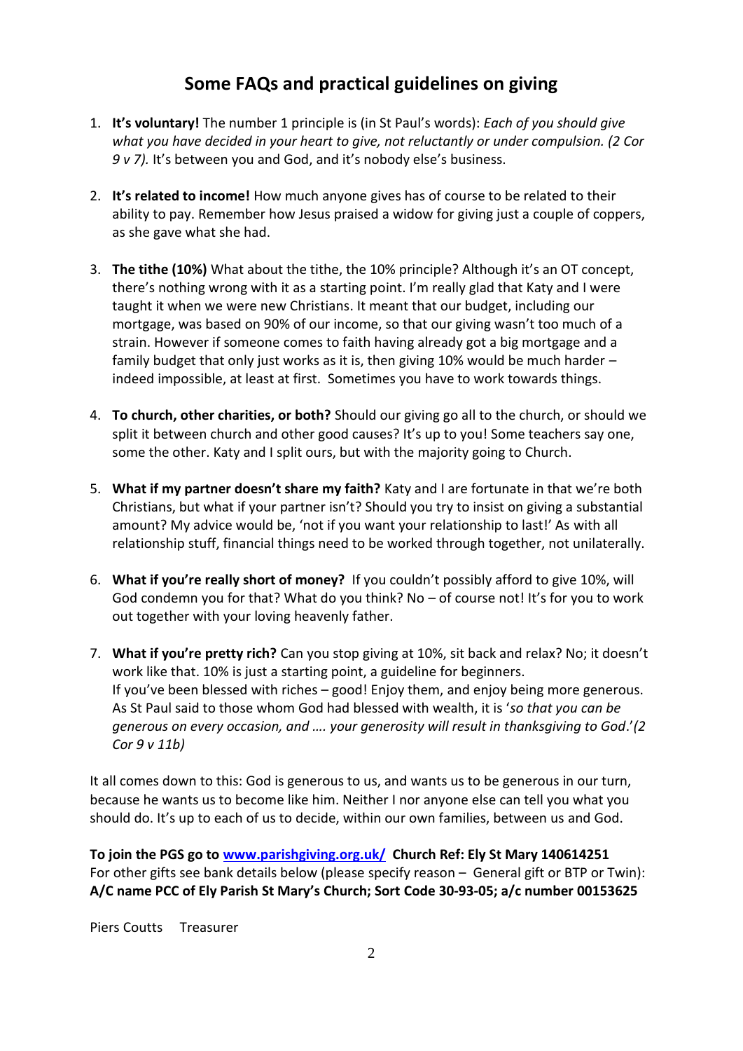# Some FAQs and practical guidelines on giving

1. **It's voluntary!** The number 1 principle is (in St Paul's words): *Each of you should give what you have decided in your heart to give, not reluctantly or under compulsion. (2 Cor 9 v 7).* It's between you and God, and it's nobody else's business.

2. **It's related to income!** How much anyone gives has of course to be related to their ability to pay. Remember how Jesus praised a widow for giving just a couple of coppers, as she gave what she had.

3. **The tithe (10%)** What about the tithe, the 10% principle? Although it's an OT concept, there's nothing wrong with it as a starting point. I'm really glad that Katy and I were taught it when we were new Christians. It meant that our budget, including our mortgage, was based on 90% of our income, so that our giving wasn't too much of a strain. However if someone comes to faith having already got a big mortgage and a family budget that only just works as it is, then giving 10% would be much harder – indeed impossible, at least at first. Sometimes you have to work towards things.

4. **To church, other charities, or both?** Should our giving go all to the church, or should we split it between church and other good causes? It's up to you! Some teachers say one, some the other. Katy and I split ours, but with the majority going to Church.

5. **What if my partner doesn't share my faith?** Katy and I are fortunate in that we're both Christians, but what if your partner isn't? Should you try to insist on giving a substantial amount? My advice would be, 'not if you want your relationship to last!' As with all relationship stuff, financial things need to be worked through together, not unilaterally.

6. **What if you're really short of money?** If you couldn't possibly afford to give 10%, will God condemn you for that? What do you think? No – of course not! It's for you to work out together with your loving heavenly father.

7. **What if you're pretty rich?** Can you stop giving at 10%, sit back and relax? No; it doesn't work like that. 10% is just a starting point, a guideline for beginners.
   If you've been blessed with riches – good! Enjoy them, and enjoy being more generous. As St Paul said to those whom God had blessed with wealth, it is '*so that you can be generous on every occasion, and …. your generosity will result in thanksgiving to God*.'*(2 Cor 9 v 11b)*

It all comes down to this: God is generous to us, and wants us to be generous in our turn, because he wants us to become like him. Neither I nor anyone else can tell you what you should do. It's up to each of us to decide, within our own families, between us and God.

**To join the PGS go to [www.parishgiving.org.uk/](www.parishgiving.org.uk/) Church Ref: Ely St Mary 140614251**
For other gifts see bank details below (please specify reason – General gift or BTP or Twin):
**A/C name PCC of Ely Parish St Mary's Church; Sort Code 30-93-05; a/c number 00153625**

Piers Coutts Treasurer